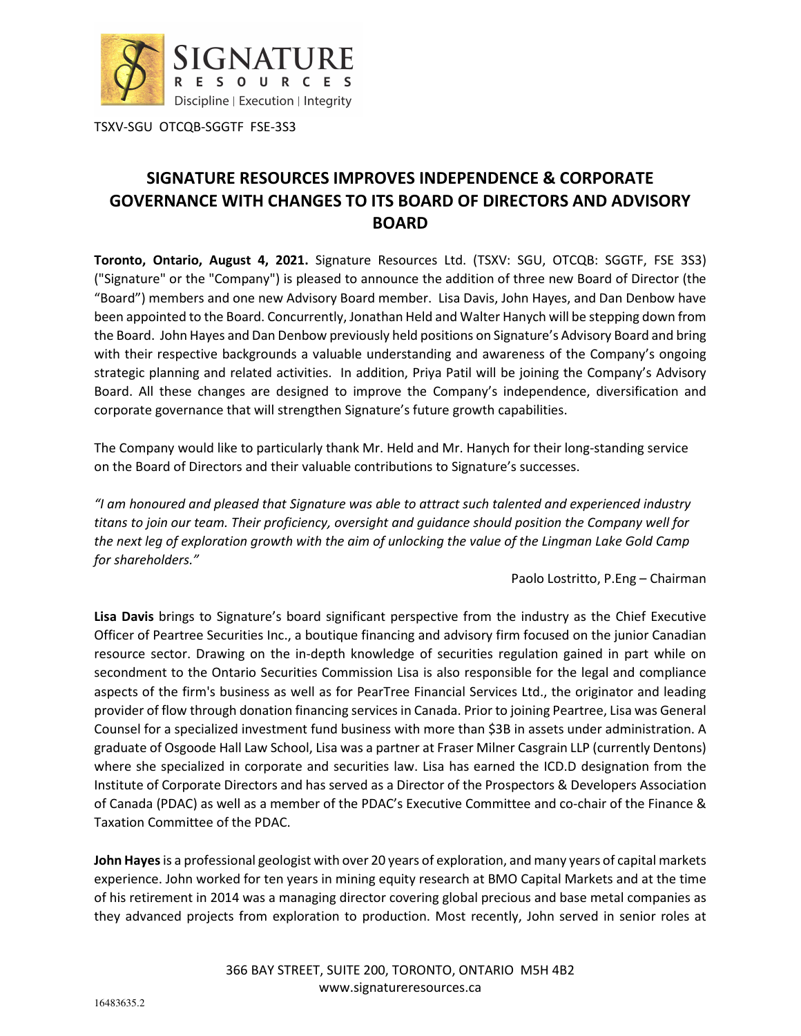TSXV-SGU OTCQB-SGGTF FSE-3S3

# SIGNATURE RESOURCES IMPROVES INDEPENDENCE & CORPORATE GOVERNANCE WITH CHANGES TO ITS BOARD OF DIRECTORS AND ADVISORY BOARD

**Toronto, Ontario, August 4, 2021.** Signature Resources Ltd. (TSXV: SGU, OTCQB: SGGTF, FSE 3S3) ("Signature" or the "Company") is pleased to announce the addition of three new Board of Director (the "Board") members and one new Advisory Board member. Lisa Davis, John Hayes, and Dan Denbow have been appointed to the Board. Concurrently, Jonathan Held and Walter Hanych will be stepping down from the Board. John Hayes and Dan Denbow previously held positions on Signature's Advisory Board and bring with their respective backgrounds a valuable understanding and awareness of the Company's ongoing strategic planning and related activities. In addition, Priya Patil will be joining the Company's Advisory Board. All these changes are designed to improve the Company's independence, diversification and corporate governance that will strengthen Signature's future growth capabilities.

The Company would like to particularly thank Mr. Held and Mr. Hanych for their long-standing service on the Board of Directors and their valuable contributions to Signature's successes.

*"I am honoured and pleased that Signature was able to attract such talented and experienced industry titans to join our team. Their proficiency, oversight and guidance should position the Company well for the next leg of exploration growth with the aim of unlocking the value of the Lingman Lake Gold Camp for shareholders."*

Paolo Lostritto, P.Eng – Chairman

**Lisa Davis** brings to Signature's board significant perspective from the industry as the Chief Executive Officer of Peartree Securities Inc., a boutique financing and advisory firm focused on the junior Canadian resource sector. Drawing on the in-depth knowledge of securities regulation gained in part while on secondment to the Ontario Securities Commission Lisa is also responsible for the legal and compliance aspects of the firm's business as well as for PearTree Financial Services Ltd., the originator and leading provider of flow through donation financing services in Canada. Prior to joining Peartree, Lisa was General Counsel for a specialized investment fund business with more than $3B in assets under administration. A graduate of Osgoode Hall Law School, Lisa was a partner at Fraser Milner Casgrain LLP (currently Dentons) where she specialized in corporate and securities law. Lisa has earned the ICD.D designation from the Institute of Corporate Directors and has served as a Director of the Prospectors & Developers Association of Canada (PDAC) as well as a member of the PDAC's Executive Committee and co-chair of the Finance & Taxation Committee of the PDAC.

**John Hayes** is a professional geologist with over 20 years of exploration, and many years of capital markets experience. John worked for ten years in mining equity research at BMO Capital Markets and at the time of his retirement in 2014 was a managing director covering global precious and base metal companies as they advanced projects from exploration to production. Most recently, John served in senior roles at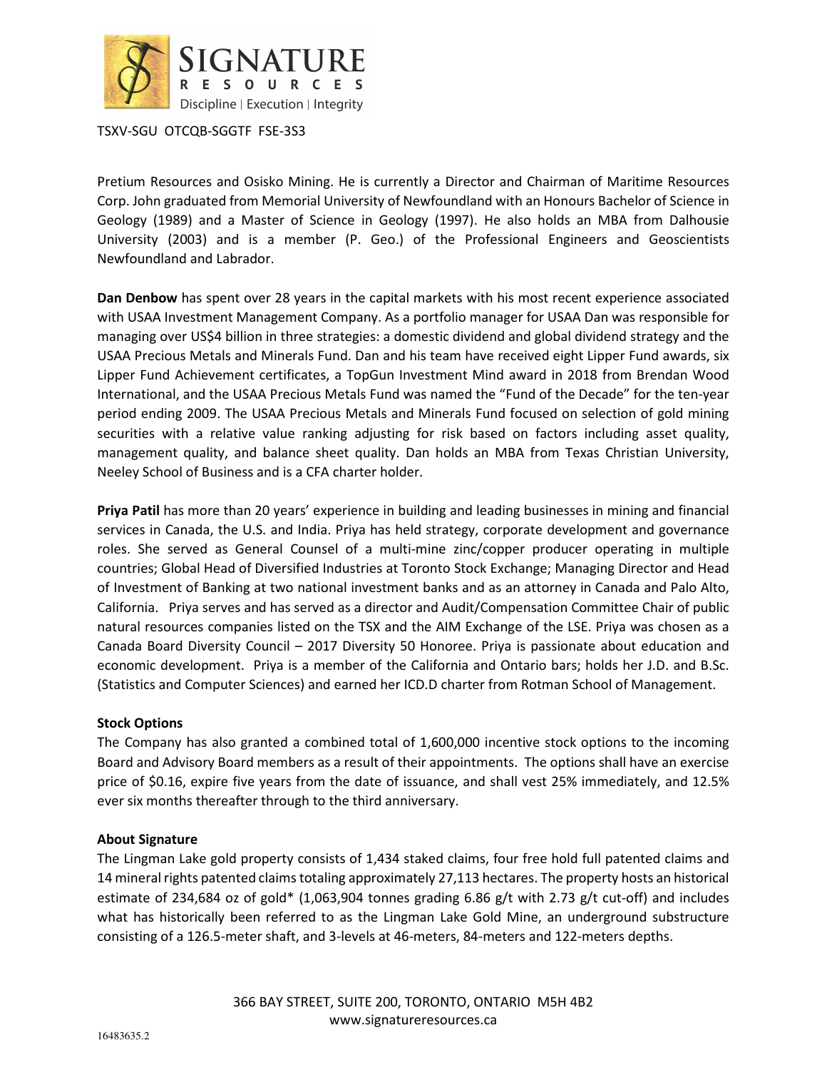Pretium Resources and Osisko Mining. He is currently a Director and Chairman of Maritime Resources Corp. John graduated from Memorial University of Newfoundland with an Honours Bachelor of Science in Geology (1989) and a Master of Science in Geology (1997). He also holds an MBA from Dalhousie University (2003) and is a member (P. Geo.) of the Professional Engineers and Geoscientists Newfoundland and Labrador.

**Dan Denbow** has spent over 28 years in the capital markets with his most recent experience associated with USAA Investment Management Company. As a portfolio manager for USAA Dan was responsible for managing over US$4 billion in three strategies: a domestic dividend and global dividend strategy and the USAA Precious Metals and Minerals Fund. Dan and his team have received eight Lipper Fund awards, six Lipper Fund Achievement certificates, a TopGun Investment Mind award in 2018 from Brendan Wood International, and the USAA Precious Metals Fund was named the "Fund of the Decade" for the ten-year period ending 2009. The USAA Precious Metals and Minerals Fund focused on selection of gold mining securities with a relative value ranking adjusting for risk based on factors including asset quality, management quality, and balance sheet quality. Dan holds an MBA from Texas Christian University, Neeley School of Business and is a CFA charter holder.

**Priya Patil** has more than 20 years' experience in building and leading businesses in mining and financial services in Canada, the U.S. and India. Priya has held strategy, corporate development and governance roles. She served as General Counsel of a multi-mine zinc/copper producer operating in multiple countries; Global Head of Diversified Industries at Toronto Stock Exchange; Managing Director and Head of Investment of Banking at two national investment banks and as an attorney in Canada and Palo Alto, California. Priya serves and has served as a director and Audit/Compensation Committee Chair of public natural resources companies listed on the TSX and the AIM Exchange of the LSE. Priya was chosen as a Canada Board Diversity Council – 2017 Diversity 50 Honoree. Priya is passionate about education and economic development. Priya is a member of the California and Ontario bars; holds her J.D. and B.Sc. (Statistics and Computer Sciences) and earned her ICD.D charter from Rotman School of Management.

**Stock Options**

The Company has also granted a combined total of 1,600,000 incentive stock options to the incoming Board and Advisory Board members as a result of their appointments. The options shall have an exercise price of $0.16, expire five years from the date of issuance, and shall vest 25% immediately, and 12.5% ever six months thereafter through to the third anniversary.

**About Signature**

The Lingman Lake gold property consists of 1,434 staked claims, four free hold full patented claims and 14 mineral rights patented claims totaling approximately 27,113 hectares. The property hosts an historical estimate of 234,684 oz of gold* (1,063,904 tonnes grading 6.86 g/t with 2.73 g/t cut-off) and includes what has historically been referred to as the Lingman Lake Gold Mine, an underground substructure consisting of a 126.5-meter shaft, and 3-levels at 46-meters, 84-meters and 122-meters depths.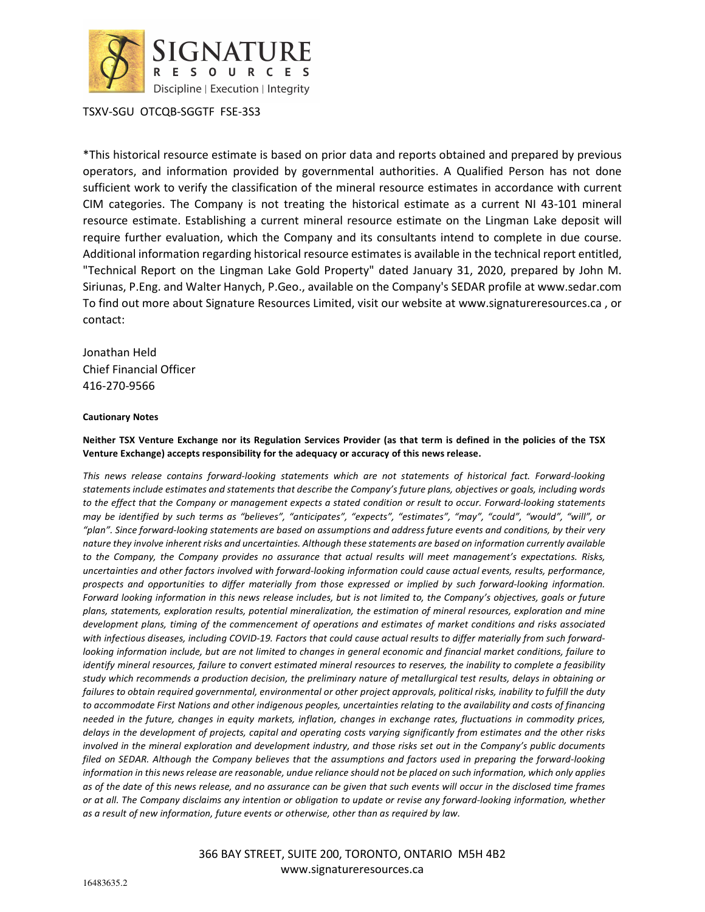TSXV-SGU OTCQB-SGGTF FSE-3S3

*This historical resource estimate is based on prior data and reports obtained and prepared by previous operators, and information provided by governmental authorities. A Qualified Person has not done sufficient work to verify the classification of the mineral resource estimates in accordance with current CIM categories. The Company is not treating the historical estimate as a current NI 43-101 mineral resource estimate. Establishing a current mineral resource estimate on the Lingman Lake deposit will require further evaluation, which the Company and its consultants intend to complete in due course. Additional information regarding historical resource estimates is available in the technical report entitled, "Technical Report on the Lingman Lake Gold Property" dated January 31, 2020, prepared by John M. Siriunas, P.Eng. and Walter Hanych, P.Geo., available on the Company's SEDAR profile at www.sedar.com To find out more about Signature Resources Limited, visit our website at www.signatureresources.ca , or contact:

Jonathan Held
Chief Financial Officer
416-270-9566

**Cautionary Notes**

**Neither TSX Venture Exchange nor its Regulation Services Provider (as that term is defined in the policies of the TSX Venture Exchange) accepts responsibility for the adequacy or accuracy of this news release.**

*This news release contains forward-looking statements which are not statements of historical fact. Forward-looking statements include estimates and statements that describe the Company's future plans, objectives or goals, including words to the effect that the Company or management expects a stated condition or result to occur. Forward-looking statements may be identified by such terms as "believes", "anticipates", "expects", "estimates", "may", "could", "would", "will", or "plan". Since forward-looking statements are based on assumptions and address future events and conditions, by their very nature they involve inherent risks and uncertainties. Although these statements are based on information currently available to the Company, the Company provides no assurance that actual results will meet management's expectations. Risks, uncertainties and other factors involved with forward-looking information could cause actual events, results, performance, prospects and opportunities to differ materially from those expressed or implied by such forward-looking information. Forward looking information in this news release includes, but is not limited to, the Company's objectives, goals or future plans, statements, exploration results, potential mineralization, the estimation of mineral resources, exploration and mine development plans, timing of the commencement of operations and estimates of market conditions and risks associated with infectious diseases, including COVID-19. Factors that could cause actual results to differ materially from such forward-looking information include, but are not limited to changes in general economic and financial market conditions, failure to identify mineral resources, failure to convert estimated mineral resources to reserves, the inability to complete a feasibility study which recommends a production decision, the preliminary nature of metallurgical test results, delays in obtaining or failures to obtain required governmental, environmental or other project approvals, political risks, inability to fulfill the duty to accommodate First Nations and other indigenous peoples, uncertainties relating to the availability and costs of financing needed in the future, changes in equity markets, inflation, changes in exchange rates, fluctuations in commodity prices, delays in the development of projects, capital and operating costs varying significantly from estimates and the other risks involved in the mineral exploration and development industry, and those risks set out in the Company's public documents filed on SEDAR. Although the Company believes that the assumptions and factors used in preparing the forward-looking information in this news release are reasonable, undue reliance should not be placed on such information, which only applies as of the date of this news release, and no assurance can be given that such events will occur in the disclosed time frames or at all. The Company disclaims any intention or obligation to update or revise any forward-looking information, whether as a result of new information, future events or otherwise, other than as required by law.*

366 BAY STREET, SUITE 200, TORONTO, ONTARIO M5H 4B2
www.signatureresources.ca

16483635.2